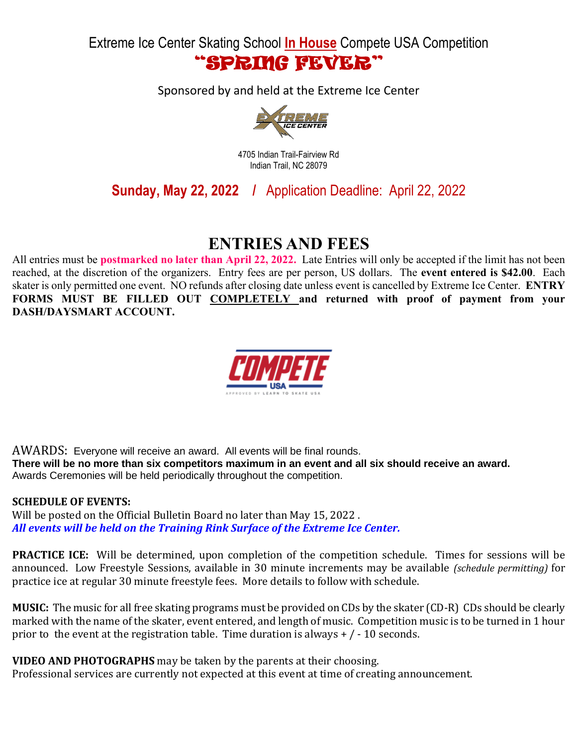Extreme Ice Center Skating School **In House** Compete USA Competition

# "SPRING FEVER"

Sponsored by and held at the Extreme Ice Center

4705 Indian Trail-Fairview Rd
Indian Trail, NC 28079

**Sunday, May 22, 2022** / Application Deadline: April 22, 2022

## ENTRIES AND FEES

All entries must be **postmarked no later than April 22, 2022.** Late Entries will only be accepted if the limit has not been reached, at the discretion of the organizers. Entry fees are per person, US dollars. The **event entered is $42.00**. Each skater is only permitted one event. NO refunds after closing date unless event is cancelled by Extreme Ice Center. **ENTRY FORMS MUST BE FILLED OUT COMPLETELY and returned with proof of payment from your DASH/DAYSMART ACCOUNT.**

AWARDS: Everyone will receive an award. All events will be final rounds.
**There will be no more than six competitors maximum in an event and all six should receive an award.**
Awards Ceremonies will be held periodically throughout the competition.

**SCHEDULE OF EVENTS:**
Will be posted on the Official Bulletin Board no later than May 15, 2022 .
***All events will be held on the Training Rink Surface of the Extreme Ice Center.***

**PRACTICE ICE:** Will be determined, upon completion of the competition schedule. Times for sessions will be announced. Low Freestyle Sessions, available in 30 minute increments may be available *(schedule permitting)* for practice ice at regular 30 minute freestyle fees. More details to follow with schedule.

**MUSIC:** The music for all free skating programs must be provided on CDs by the skater (CD-R) CDs should be clearly marked with the name of the skater, event entered, and length of music. Competition music is to be turned in 1 hour prior to the event at the registration table. Time duration is always + / - 10 seconds.

**VIDEO AND PHOTOGRAPHS** may be taken by the parents at their choosing.
Professional services are currently not expected at this event at time of creating announcement.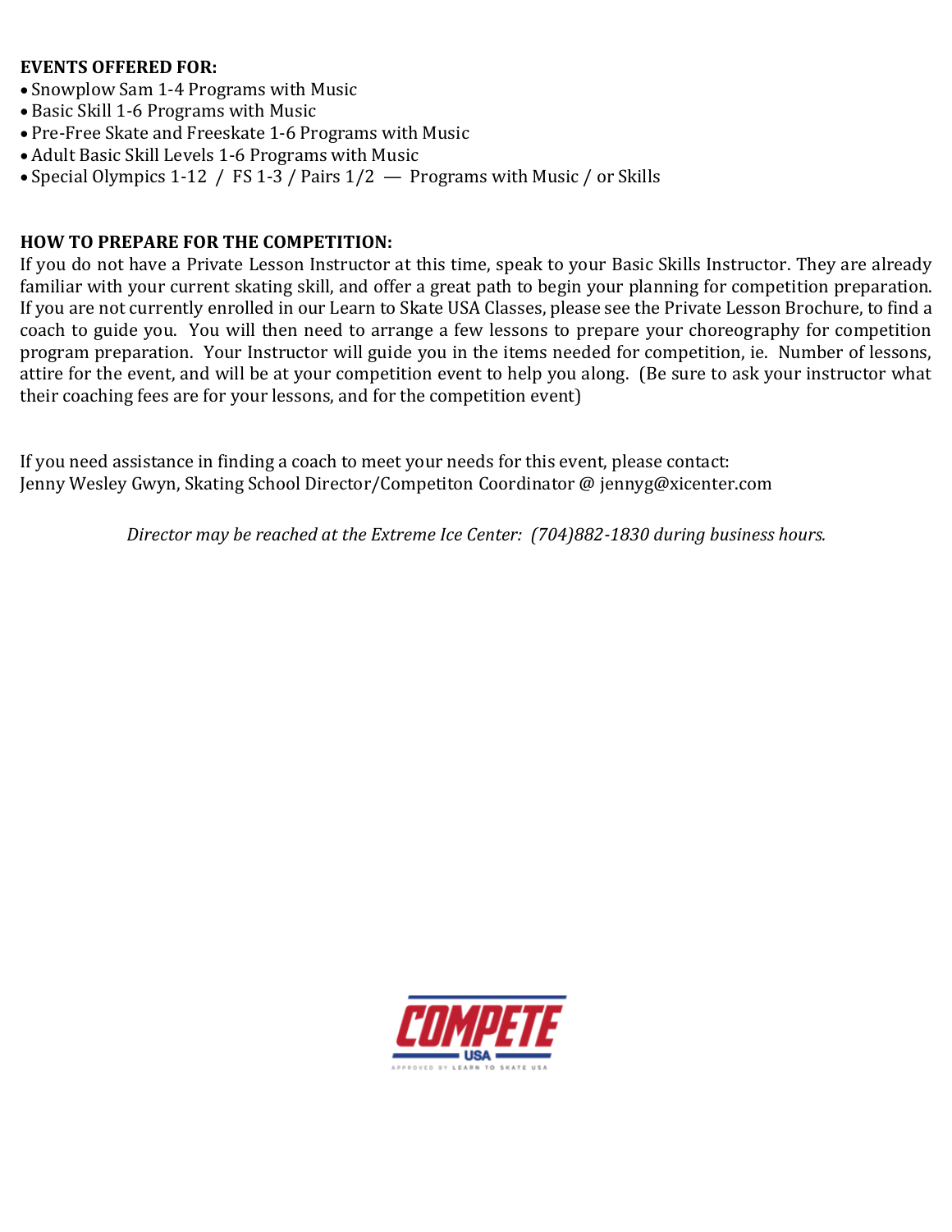**EVENTS OFFERED FOR:**

- Snowplow Sam 1-4 Programs with Music
- Basic Skill 1-6 Programs with Music
- Pre-Free Skate and Freeskate 1-6 Programs with Music
- Adult Basic Skill Levels 1-6 Programs with Music
- Special Olympics 1-12 / FS 1-3 / Pairs 1/2 — Programs with Music / or Skills

**HOW TO PREPARE FOR THE COMPETITION:**

If you do not have a Private Lesson Instructor at this time, speak to your Basic Skills Instructor. They are already familiar with your current skating skill, and offer a great path to begin your planning for competition preparation. If you are not currently enrolled in our Learn to Skate USA Classes, please see the Private Lesson Brochure, to find a coach to guide you. You will then need to arrange a few lessons to prepare your choreography for competition program preparation. Your Instructor will guide you in the items needed for competition, ie. Number of lessons, attire for the event, and will be at your competition event to help you along. (Be sure to ask your instructor what their coaching fees are for your lessons, and for the competition event)

If you need assistance in finding a coach to meet your needs for this event, please contact:
Jenny Wesley Gwyn, Skating School Director/Competiton Coordinator @ jennyg@xicenter.com

*Director may be reached at the Extreme Ice Center: (704)882-1830 during business hours.*

COMPETE USA
APPROVED BY LEARN TO SKATE USA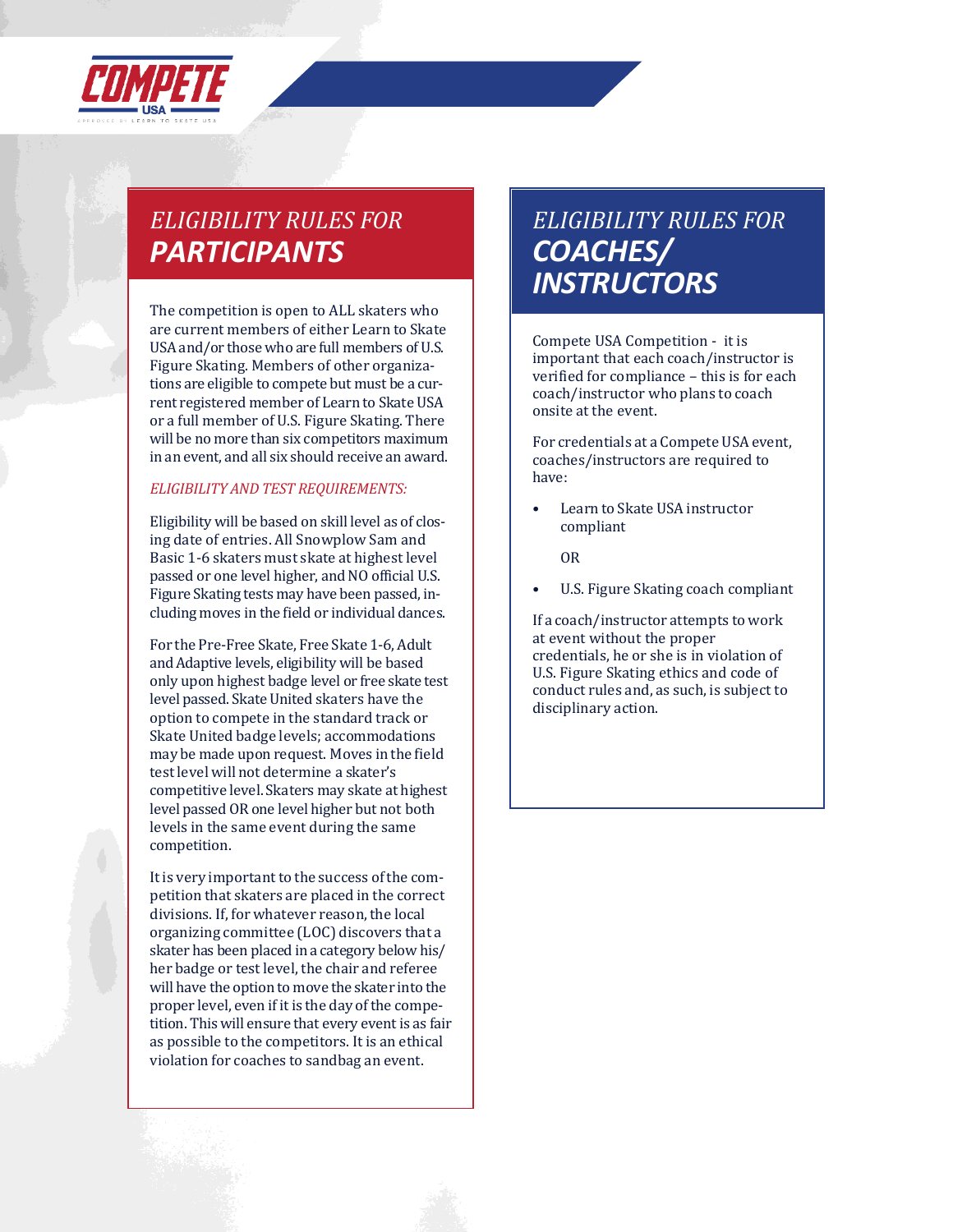## *ELIGIBILITY RULES FOR* ***PARTICIPANTS***

The competition is open to ALL skaters who are current members of either Learn to Skate USA and/or those who are full members of U.S. Figure Skating. Members of other organizations are eligible to compete but must be a current registered member of Learn to Skate USA or a full member of U.S. Figure Skating. There will be no more than six competitors maximum in an event, and all six should receive an award.

*ELIGIBILITY AND TEST REQUIREMENTS:*

Eligibility will be based on skill level as of closing date of entries. All Snowplow Sam and Basic 1-6 skaters must skate at highest level passed or one level higher, and NO official U.S. Figure Skating tests may have been passed, including moves in the field or individual dances.

For the Pre-Free Skate, Free Skate 1-6, Adult and Adaptive levels, eligibility will be based only upon highest badge level or free skate test level passed. Skate United skaters have the option to compete in the standard track or Skate United badge levels; accommodations may be made upon request. Moves in the field test level will not determine a skater's competitive level. Skaters may skate at highest level passed OR one level higher but not both levels in the same event during the same competition.

It is very important to the success of the competition that skaters are placed in the correct divisions. If, for whatever reason, the local organizing committee (LOC) discovers that a skater has been placed in a category below his/her badge or test level, the chair and referee will have the option to move the skater into the proper level, even if it is the day of the competition. This will ensure that every event is as fair as possible to the competitors. It is an ethical violation for coaches to sandbag an event.

## *ELIGIBILITY RULES FOR* ***COACHES/ INSTRUCTORS***

Compete USA Competition - it is important that each coach/instructor is verified for compliance – this is for each coach/instructor who plans to coach onsite at the event.

For credentials at a Compete USA event, coaches/instructors are required to have:

- Learn to Skate USA instructor compliant

  OR

- U.S. Figure Skating coach compliant

If a coach/instructor attempts to work at event without the proper credentials, he or she is in violation of U.S. Figure Skating ethics and code of conduct rules and, as such, is subject to disciplinary action.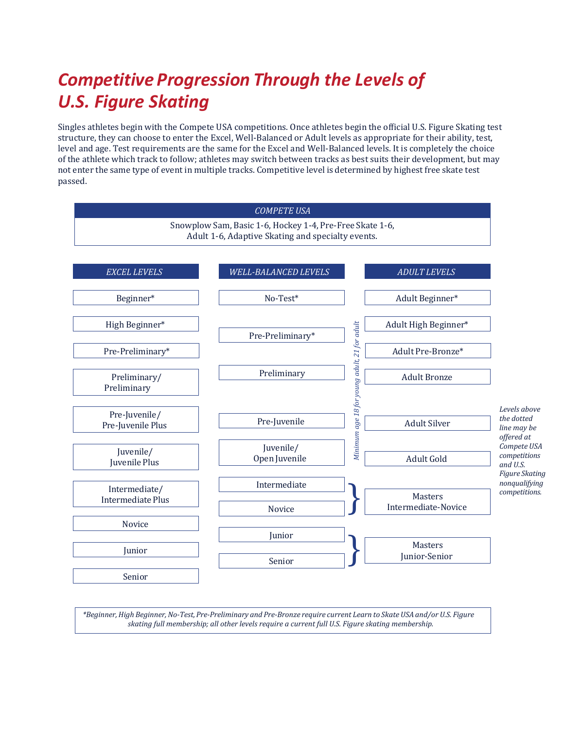# Competitive Progression Through the Levels of U.S. Figure Skating

Singles athletes begin with the Compete USA competitions. Once athletes begin the official U.S. Figure Skating test structure, they can choose to enter the Excel, Well-Balanced or Adult levels as appropriate for their ability, test, level and age. Test requirements are the same for the Excel and Well-Balanced levels. It is completely the choice of the athlete which track to follow; athletes may switch between tracks as best suits their development, but may not enter the same type of event in multiple tracks. Competitive level is determined by highest free skate test passed.

***COMPETE USA***

Snowplow Sam, Basic 1-6, Hockey 1-4, Pre-Free Skate 1-6, Adult 1-6, Adaptive Skating and specialty events.

| *EXCEL LEVELS* | *WELL-BALANCED LEVELS* | *ADULT LEVELS* |
|---|---|---|
| Beginner* | No-Test* | Adult Beginner* |
| High Beginner* | Pre-Preliminary* | Adult High Beginner* |
| Pre-Preliminary* | | Adult Pre-Bronze* |
| Preliminary/ Preliminary | Preliminary | Adult Bronze |
| Pre-Juvenile/ Pre-Juvenile Plus | Pre-Juvenile | Adult Silver |
| Juvenile/ Juvenile Plus | Juvenile/ Open Juvenile | Adult Gold |
| Intermediate/ Intermediate Plus | Intermediate | Masters Intermediate-Novice (Intermediate, Novice) |
| Novice | Novice | |
| Junior | Junior | Masters Junior-Senior (Junior, Senior) |
| Senior | Senior | |

*Minimum age 18 for young adult, 21 for adult*

*Levels above the dotted line may be offered at Compete USA competitions and U.S. Figure Skating nonqualifying competitions.*

*\*Beginner, High Beginner, No-Test, Pre-Preliminary and Pre-Bronze require current Learn to Skate USA and/or U.S. Figure skating full membership; all other levels require a current full U.S. Figure skating membership.*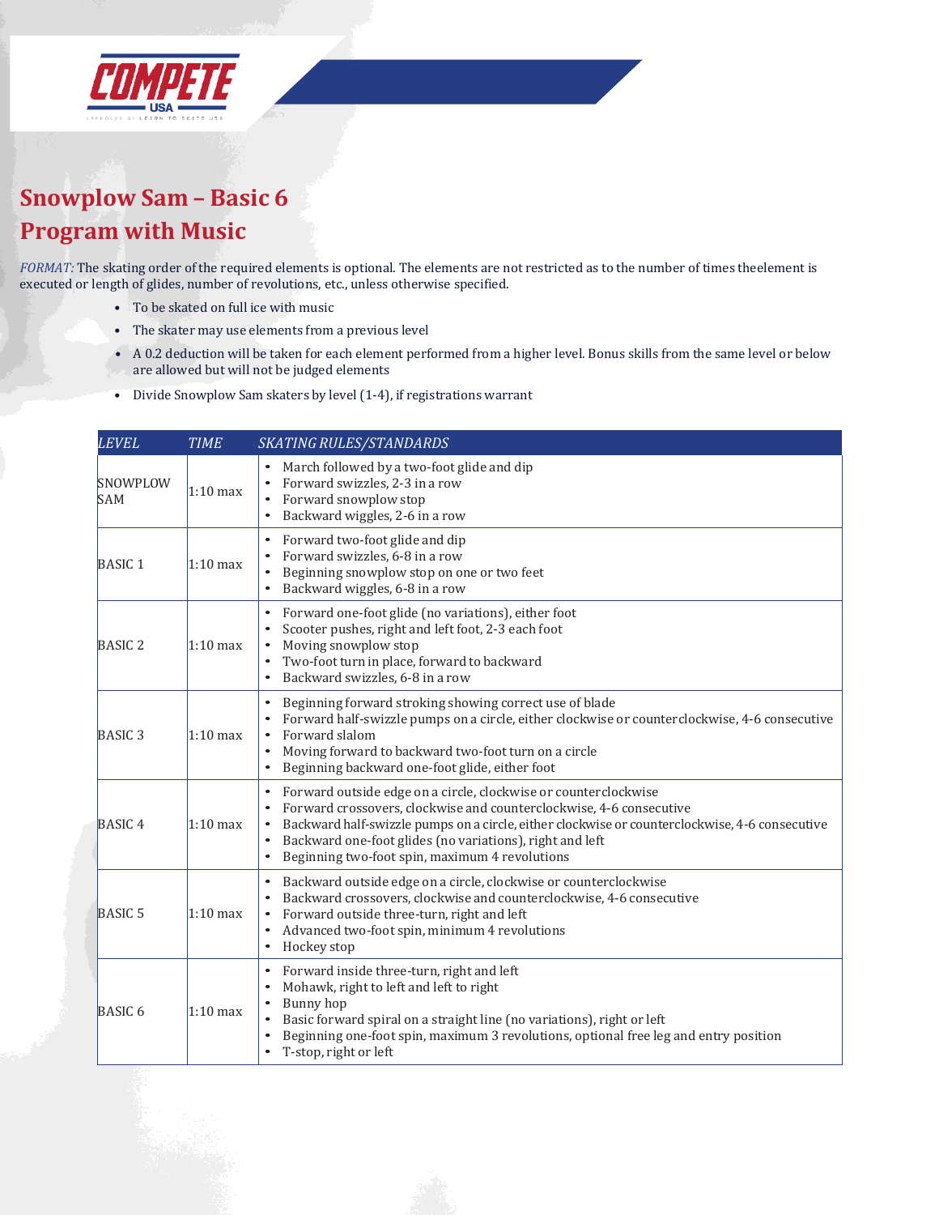# Snowplow Sam – Basic 6
# Program with Music

*FORMAT:* The skating order of the required elements is optional. The elements are not restricted as to the number of times theelement is executed or length of glides, number of revolutions, etc., unless otherwise specified.

- To be skated on full ice with music
- The skater may use elements from a previous level
- A 0.2 deduction will be taken for each element performed from a higher level. Bonus skills from the same level or below are allowed but will not be judged elements
- Divide Snowplow Sam skaters by level (1-4), if registrations warrant

| *LEVEL* | *TIME* | *SKATING RULES/STANDARDS* |
|---|---|---|
| SNOWPLOW SAM | 1:10 max | • March followed by a two-foot glide and dip<br>• Forward swizzles, 2-3 in a row<br>• Forward snowplow stop<br>• Backward wiggles, 2-6 in a row |
| BASIC 1 | 1:10 max | • Forward two-foot glide and dip<br>• Forward swizzles, 6-8 in a row<br>• Beginning snowplow stop on one or two feet<br>• Backward wiggles, 6-8 in a row |
| BASIC 2 | 1:10 max | • Forward one-foot glide (no variations), either foot<br>• Scooter pushes, right and left foot, 2-3 each foot<br>• Moving snowplow stop<br>• Two-foot turn in place, forward to backward<br>• Backward swizzles, 6-8 in a row |
| BASIC 3 | 1:10 max | • Beginning forward stroking showing correct use of blade<br>• Forward half-swizzle pumps on a circle, either clockwise or counterclockwise, 4-6 consecutive<br>• Forward slalom<br>• Moving forward to backward two-foot turn on a circle<br>• Beginning backward one-foot glide, either foot |
| BASIC 4 | 1:10 max | • Forward outside edge on a circle, clockwise or counterclockwise<br>• Forward crossovers, clockwise and counterclockwise, 4-6 consecutive<br>• Backward half-swizzle pumps on a circle, either clockwise or counterclockwise, 4-6 consecutive<br>• Backward one-foot glides (no variations), right and left<br>• Beginning two-foot spin, maximum 4 revolutions |
| BASIC 5 | 1:10 max | • Backward outside edge on a circle, clockwise or counterclockwise<br>• Backward crossovers, clockwise and counterclockwise, 4-6 consecutive<br>• Forward outside three-turn, right and left<br>• Advanced two-foot spin, minimum 4 revolutions<br>• Hockey stop |
| BASIC 6 | 1:10 max | • Forward inside three-turn, right and left<br>• Mohawk, right to left and left to right<br>• Bunny hop<br>• Basic forward spiral on a straight line (no variations), right or left<br>• Beginning one-foot spin, maximum 3 revolutions, optional free leg and entry position<br>• T-stop, right or left |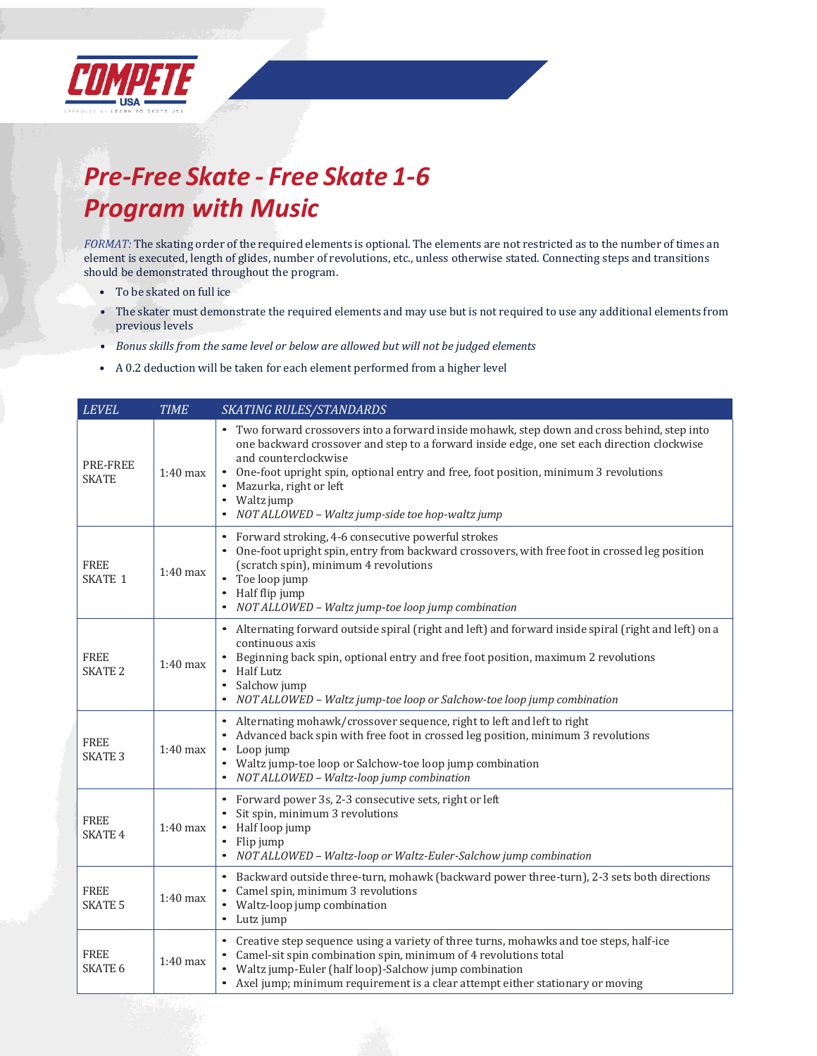# *Pre-Free Skate - Free Skate 1-6*
# *Program with Music*

*FORMAT:* The skating order of the required elements is optional. The elements are not restricted as to the number of times an element is executed, length of glides, number of revolutions, etc., unless otherwise stated. Connecting steps and transitions should be demonstrated throughout the program.

- To be skated on full ice
- The skater must demonstrate the required elements and may use but is not required to use any additional elements from previous levels
- *Bonus skills from the same level or below are allowed but will not be judged elements*
- A 0.2 deduction will be taken for each element performed from a higher level

| *LEVEL* | *TIME* | *SKATING RULES/STANDARDS* |
|---|---|---|
| PRE-FREE SKATE | 1:40 max | • Two forward crossovers into a forward inside mohawk, step down and cross behind, step into one backward crossover and step to a forward inside edge, one set each direction clockwise and counterclockwise<br>• One-foot upright spin, optional entry and free, foot position, minimum 3 revolutions<br>• Mazurka, right or left<br>• Waltz jump<br>• *NOT ALLOWED – Waltz jump-side toe hop-waltz jump* |
| FREE SKATE 1 | 1:40 max | • Forward stroking, 4-6 consecutive powerful strokes<br>• One-foot upright spin, entry from backward crossovers, with free foot in crossed leg position (scratch spin), minimum 4 revolutions<br>• Toe loop jump<br>• Half flip jump<br>• *NOT ALLOWED – Waltz jump-toe loop jump combination* |
| FREE SKATE 2 | 1:40 max | • Alternating forward outside spiral (right and left) and forward inside spiral (right and left) on a continuous axis<br>• Beginning back spin, optional entry and free foot position, maximum 2 revolutions<br>• Half Lutz<br>• Salchow jump<br>• *NOT ALLOWED – Waltz jump-toe loop or Salchow-toe loop jump combination* |
| FREE SKATE 3 | 1:40 max | • Alternating mohawk/crossover sequence, right to left and left to right<br>• Advanced back spin with free foot in crossed leg position, minimum 3 revolutions<br>• Loop jump<br>• Waltz jump-toe loop or Salchow-toe loop jump combination<br>• *NOT ALLOWED – Waltz-loop jump combination* |
| FREE SKATE 4 | 1:40 max | • Forward power 3s, 2-3 consecutive sets, right or left<br>• Sit spin, minimum 3 revolutions<br>• Half loop jump<br>• Flip jump<br>• *NOT ALLOWED – Waltz-loop or Waltz-Euler-Salchow jump combination* |
| FREE SKATE 5 | 1:40 max | • Backward outside three-turn, mohawk (backward power three-turn), 2-3 sets both directions<br>• Camel spin, minimum 3 revolutions<br>• Waltz-loop jump combination<br>• Lutz jump |
| FREE SKATE 6 | 1:40 max | • Creative step sequence using a variety of three turns, mohawks and toe steps, half-ice<br>• Camel-sit spin combination spin, minimum of 4 revolutions total<br>• Waltz jump-Euler (half loop)-Salchow jump combination<br>• Axel jump; minimum requirement is a clear attempt either stationary or moving |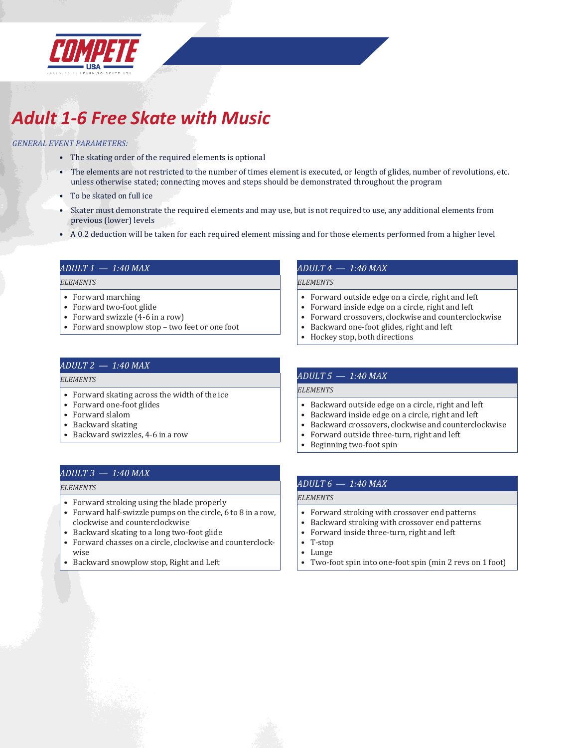# Adult 1-6 Free Skate with Music

*GENERAL EVENT PARAMETERS:*

- The skating order of the required elements is optional
- The elements are not restricted to the number of times element is executed, or length of glides, number of revolutions, etc. unless otherwise stated; connecting moves and steps should be demonstrated throughout the program
- To be skated on full ice
- Skater must demonstrate the required elements and may use, but is not required to use, any additional elements from previous (lower) levels
- A 0.2 deduction will be taken for each required element missing and for those elements performed from a higher level

### *ADULT 1 — 1:40 MAX*

*ELEMENTS*

- Forward marching
- Forward two-foot glide
- Forward swizzle (4-6 in a row)
- Forward snowplow stop – two feet or one foot

### *ADULT 2 — 1:40 MAX*

*ELEMENTS*

- Forward skating across the width of the ice
- Forward one-foot glides
- Forward slalom
- Backward skating
- Backward swizzles, 4-6 in a row

### *ADULT 3 — 1:40 MAX*

*ELEMENTS*

- Forward stroking using the blade properly
- Forward half-swizzle pumps on the circle, 6 to 8 in a row, clockwise and counterclockwise
- Backward skating to a long two-foot glide
- Forward chasses on a circle, clockwise and counterclockwise
- Backward snowplow stop, Right and Left

### *ADULT 4 — 1:40 MAX*

*ELEMENTS*

- Forward outside edge on a circle, right and left
- Forward inside edge on a circle, right and left
- Forward crossovers, clockwise and counterclockwise
- Backward one-foot glides, right and left
- Hockey stop, both directions

### *ADULT 5 — 1:40 MAX*

*ELEMENTS*

- Backward outside edge on a circle, right and left
- Backward inside edge on a circle, right and left
- Backward crossovers, clockwise and counterclockwise
- Forward outside three-turn, right and left
- Beginning two-foot spin

### *ADULT 6 — 1:40 MAX*

*ELEMENTS*

- Forward stroking with crossover end patterns
- Backward stroking with crossover end patterns
- Forward inside three-turn, right and left
- T-stop
- Lunge
- Two-foot spin into one-foot spin (min 2 revs on 1 foot)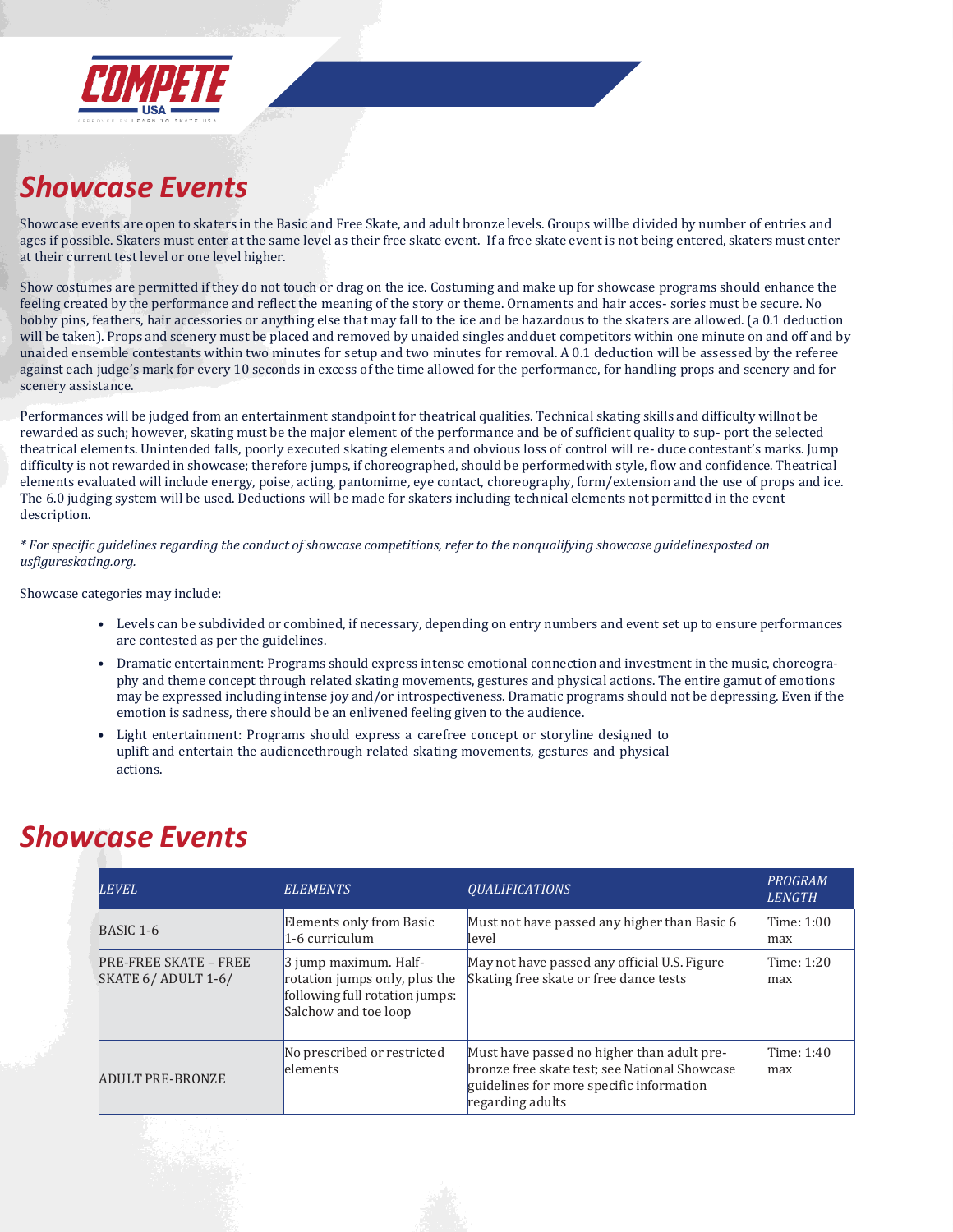# Showcase Events

Showcase events are open to skaters in the Basic and Free Skate, and adult bronze levels. Groups willbe divided by number of entries and ages if possible. Skaters must enter at the same level as their free skate event. If a free skate event is not being entered, skaters must enter at their current test level or one level higher.

Show costumes are permitted if they do not touch or drag on the ice. Costuming and make up for showcase programs should enhance the feeling created by the performance and reflect the meaning of the story or theme. Ornaments and hair acces- sories must be secure. No bobby pins, feathers, hair accessories or anything else that may fall to the ice and be hazardous to the skaters are allowed. (a 0.1 deduction will be taken). Props and scenery must be placed and removed by unaided singles andduet competitors within one minute on and off and by unaided ensemble contestants within two minutes for setup and two minutes for removal. A 0.1 deduction will be assessed by the referee against each judge's mark for every 10 seconds in excess of the time allowed for the performance, for handling props and scenery and for scenery assistance.

Performances will be judged from an entertainment standpoint for theatrical qualities. Technical skating skills and difficulty willnot be rewarded as such; however, skating must be the major element of the performance and be of sufficient quality to sup- port the selected theatrical elements. Unintended falls, poorly executed skating elements and obvious loss of control will re- duce contestant's marks. Jump difficulty is not rewarded in showcase; therefore jumps, if choreographed, should be performedwith style, flow and confidence. Theatrical elements evaluated will include energy, poise, acting, pantomime, eye contact, choreography, form/extension and the use of props and ice. The 6.0 judging system will be used. Deductions will be made for skaters including technical elements not permitted in the event description.

*\* For specific guidelines regarding the conduct of showcase competitions, refer to the nonqualifying showcase guidelinesposted on usfigureskating.org.*

Showcase categories may include:

- Levels can be subdivided or combined, if necessary, depending on entry numbers and event set up to ensure performances are contested as per the guidelines.
- Dramatic entertainment: Programs should express intense emotional connection and investment in the music, choreogra- phy and theme concept through related skating movements, gestures and physical actions. The entire gamut of emotions may be expressed including intense joy and/or introspectiveness. Dramatic programs should not be depressing. Even if the emotion is sadness, there should be an enlivened feeling given to the audience.
- Light entertainment: Programs should express a carefree concept or storyline designed to uplift and entertain the audiencethrough related skating movements, gestures and physical actions.

# Showcase Events

| *LEVEL* | *ELEMENTS* | *QUALIFICATIONS* | *PROGRAM LENGTH* |
|---|---|---|---|
| BASIC 1-6 | Elements only from Basic 1-6 curriculum | Must not have passed any higher than Basic 6 level | Time: 1:00 max |
| PRE-FREE SKATE – FREE SKATE 6/ ADULT 1-6/ | 3 jump maximum. Half-rotation jumps only, plus the following full rotation jumps: Salchow and toe loop | May not have passed any official U.S. Figure Skating free skate or free dance tests | Time: 1:20 max |
| ADULT PRE-BRONZE | No prescribed or restricted elements | Must have passed no higher than adult pre-bronze free skate test; see National Showcase guidelines for more specific information regarding adults | Time: 1:40 max |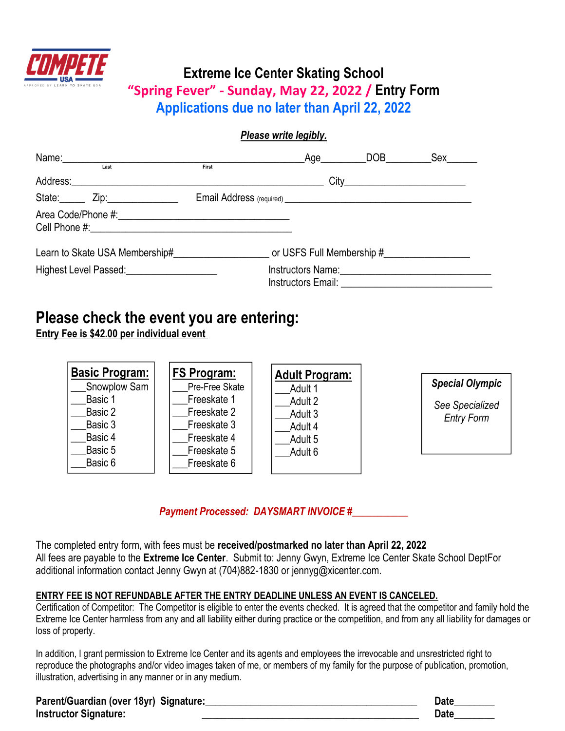COMPETE USA
APPROVED BY LEARN TO SKATE USA

# Extreme Ice Center Skating School

## "Spring Fever" - Sunday, May 22, 2022 / Entry Form

## Applications due no later than April 22, 2022

***Please write legibly.***

Name:\_\_\_\_\_\_\_\_\_\_\_\_\_\_\_\_\_\_\_\_\_\_\_\_\_\_\_\_\_\_\_\_\_\_\_\_\_\_\_\_Age\_\_\_\_\_\_\_\_DOB\_\_\_\_\_\_\_\_Sex\_\_\_\_\_\_
Last First

Address:\_\_\_\_\_\_\_\_\_\_\_\_\_\_\_\_\_\_\_\_\_\_\_\_\_\_\_\_\_\_\_\_\_\_\_\_\_\_\_\_\_\_ City\_\_\_\_\_\_\_\_\_\_\_\_\_\_\_\_\_\_\_\_\_\_\_

State:\_\_\_\_\_ Zip:\_\_\_\_\_\_\_\_\_\_\_\_\_ Email Address (required) \_\_\_\_\_\_\_\_\_\_\_\_\_\_\_\_\_\_\_\_\_\_\_\_\_\_\_\_\_\_\_\_\_\_\_\_

Area Code/Phone #:\_\_\_\_\_\_\_\_\_\_\_\_\_\_\_\_\_\_\_\_\_\_\_\_\_\_\_\_\_\_\_\_\_
Cell Phone #:\_\_\_\_\_\_\_\_\_\_\_\_\_\_\_\_\_\_\_\_\_\_\_\_\_\_\_\_\_\_\_\_\_\_\_\_\_\_

Learn to Skate USA Membership#\_\_\_\_\_\_\_\_\_\_\_\_\_\_\_\_\_\_ or USFS Full Membership #\_\_\_\_\_\_\_\_\_\_\_\_\_\_\_\_

Highest Level Passed:\_\_\_\_\_\_\_\_\_\_\_\_\_\_\_\_\_ Instructors Name:\_\_\_\_\_\_\_\_\_\_\_\_\_\_\_\_\_\_\_\_\_\_\_\_\_\_\_\_\_
Instructors Email: \_\_\_\_\_\_\_\_\_\_\_\_\_\_\_\_\_\_\_\_\_\_\_\_\_\_\_\_\_\_

# Please check the event you are entering:

**Entry Fee is $42.00 per individual event**

| Basic Program: | FS Program: | Adult Program: | *Special Olympic* |
|---|---|---|---|
| \_\_\_Snowplow Sam | \_\_\_Pre-Free Skate | \_\_\_Adult 1 | *See Specialized Entry Form* |
| \_\_\_Basic 1 | \_\_\_Freeskate 1 | \_\_\_Adult 2 | |
| \_\_\_Basic 2 | \_\_\_Freeskate 2 | \_\_\_Adult 3 | |
| \_\_\_Basic 3 | \_\_\_Freeskate 3 | \_\_\_Adult 4 | |
| \_\_\_Basic 4 | \_\_\_Freeskate 4 | \_\_\_Adult 5 | |
| \_\_\_Basic 5 | \_\_\_Freeskate 5 | \_\_\_Adult 6 | |
| \_\_\_Basic 6 | \_\_\_Freeskate 6 | | |

***Payment Processed: DAYSMART INVOICE #\_\_\_\_\_\_\_\_\_\_\_***

The completed entry form, with fees must be **received/postmarked no later than April 22, 2022**
All fees are payable to the **Extreme Ice Center**. Submit to: Jenny Gwyn, Extreme Ice Center Skate School DeptFor additional information contact Jenny Gwyn at (704)882-1830 or jennyg@xicenter.com.

**ENTRY FEE IS NOT REFUNDABLE AFTER THE ENTRY DEADLINE UNLESS AN EVENT IS CANCELED.**
Certification of Competitor: The Competitor is eligible to enter the events checked. It is agreed that the competitor and family hold the Extreme Ice Center harmless from any and all liability either during practice or the competition, and from any all liability for damages or loss of property.

In addition, I grant permission to Extreme Ice Center and its agents and employees the irrevocable and unrestricted right to reproduce the photographs and/or video images taken of me, or members of my family for the purpose of publication, promotion, illustration, advertising in any manner or in any medium.

**Parent/Guardian (over 18yr) Signature:**\_\_\_\_\_\_\_\_\_\_\_\_\_\_\_\_\_\_\_\_\_\_\_\_\_\_\_\_\_\_\_\_\_\_\_\_\_\_\_\_\_ **Date**\_\_\_\_\_\_\_\_
**Instructor Signature:** \_\_\_\_\_\_\_\_\_\_\_\_\_\_\_\_\_\_\_\_\_\_\_\_\_\_\_\_\_\_\_\_\_\_\_\_\_\_\_\_\_\_\_ **Date**\_\_\_\_\_\_\_\_